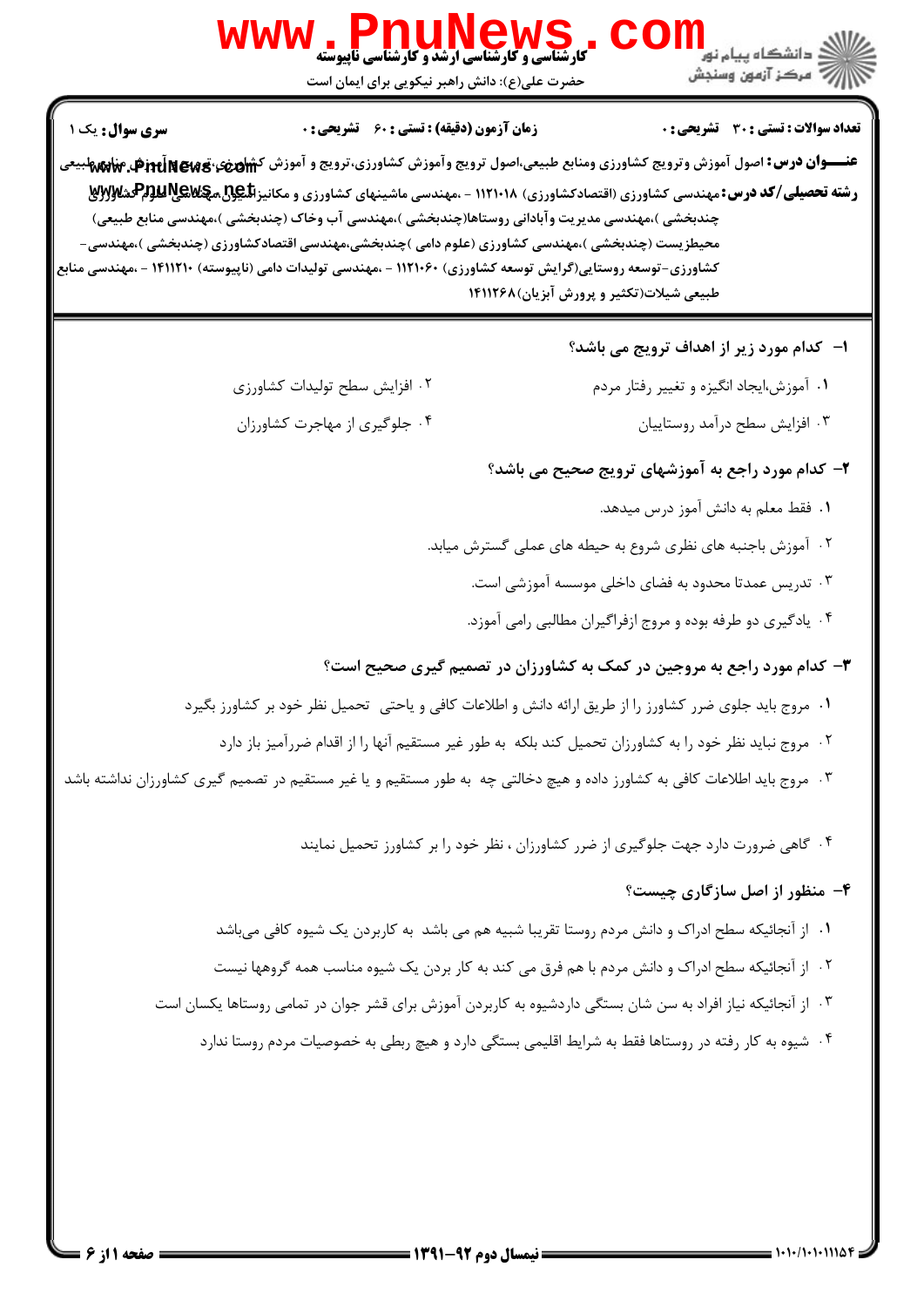کارشناسی و کارشناسی ارشد و کارشناسی ناپیوسته

حضرت علی(ع): دانش راهبر نیکویی برای ایمان است

**سری سوال:** یک ۱ | **زمان آزمون (دقیقه) : تستی : ۶۰ تشریحی : ۰** | **تعداد سوالات : تستی : ۳۰ تشریحی : ۰**

**عنـــوان درس:** اصول آموزش وترویج کشاورزی ومنابع طبیعی،اصول ترویج وآموزش کشاورزی،ترویج و آموزش کشاورزی،ترویج و آموزش منابع طبیعی

**رشته تحصیلی/کد درس:** مهندسی کشاورزی (اقتصادکشاورزی) ۱۱۲۱۰۱۸ - ،مهندسی ماشینهای کشاورزی و مکانیزاسیون،مهندسی علوم کشاورزی (چندبخشی )،مهندسی مدیریت وآبادانی روستاها(چندبخشی )،مهندسی آب وخاک (چندبخشی )،مهندسی منابع طبیعی محیطزیست (چندبخشی )،مهندسی کشاورزی (علوم دامی )چندبخشی،مهندسی اقتصادکشاورزی (چندبخشی )،مهندسی-کشاورزی-توسعه روستایی(گرایش توسعه کشاورزی) ۱۱۲۱۰۶۰ - ،مهندسی تولیدات دامی (ناپیوسته) ۱۴۱۱۲۱۰ - ،مهندسی منابع طبیعی شیلات(تکثیر و پرورش آبزیان)۱۴۱۱۲۶۸

**۱- کدام مورد زیر از اهداف ترویج می باشد؟**

۱. آموزش،ایجاد انگیزه و تغییر رفتار مردم

۲. افزایش سطح تولیدات کشاورزی

۳. افزایش سطح درآمد روستاییان

۴. جلوگیری از مهاجرت کشاورزان

**۲- کدام مورد راجع به آموزشهای ترویج صحیح می باشد؟**

۱. فقط معلم به دانش آموز درس میدهد.

۲. آموزش باجنبه های نظری شروع به حیطه های عملی گسترش میابد.

۳. تدریس عمدتا محدود به فضای داخلی موسسه آموزشی است.

۴. یادگیری دو طرفه بوده و مروج ازفراگیران مطالبی رامی آموزد.

**۳- کدام مورد راجع به مروجین در کمک به کشاورزان در تصمیم گیری صحیح است؟**

۱. مروج باید جلوی ضرر کشاورز را از طریق ارائه دانش و اطلاعات کافی و یاحتی تحمیل نظر خود بر کشاورز بگیرد

۲. مروج نباید نظر خود را به کشاورزان تحمیل کند بلکه به طور غیر مستقیم آنها را از اقدام ضررآمیز باز دارد

۳. مروج باید اطلاعات کافی به کشاورز داده و هیچ دخالتی چه به طور مستقیم و یا غیر مستقیم در تصمیم گیری کشاورزان نداشته باشد

۴. گاهی ضرورت دارد جهت جلوگیری از ضرر کشاورزان ، نظر خود را بر کشاورز تحمیل نمایند

**۴- منظور از اصل سازگاری چیست؟**

۱. از آنجائیکه سطح ادراک و دانش مردم روستا تقریبا شبیه هم می باشد به کاربردن یک شیوه کافی میباشد

۲. از آنجائیکه سطح ادراک و دانش مردم با هم فرق می کند به کار بردن یک شیوه مناسب همه گروهها نیست

۳. از آنجائیکه نیاز افراد به سن شان بستگی داردشیوه به کاربردن آموزش برای قشر جوان در تمامی روستاها یکسان است

۴. شیوه به کار رفته در روستاها فقط به شرایط اقلیمی بستگی دارد و هیچ ربطی به خصوصیات مردم روستا ندارد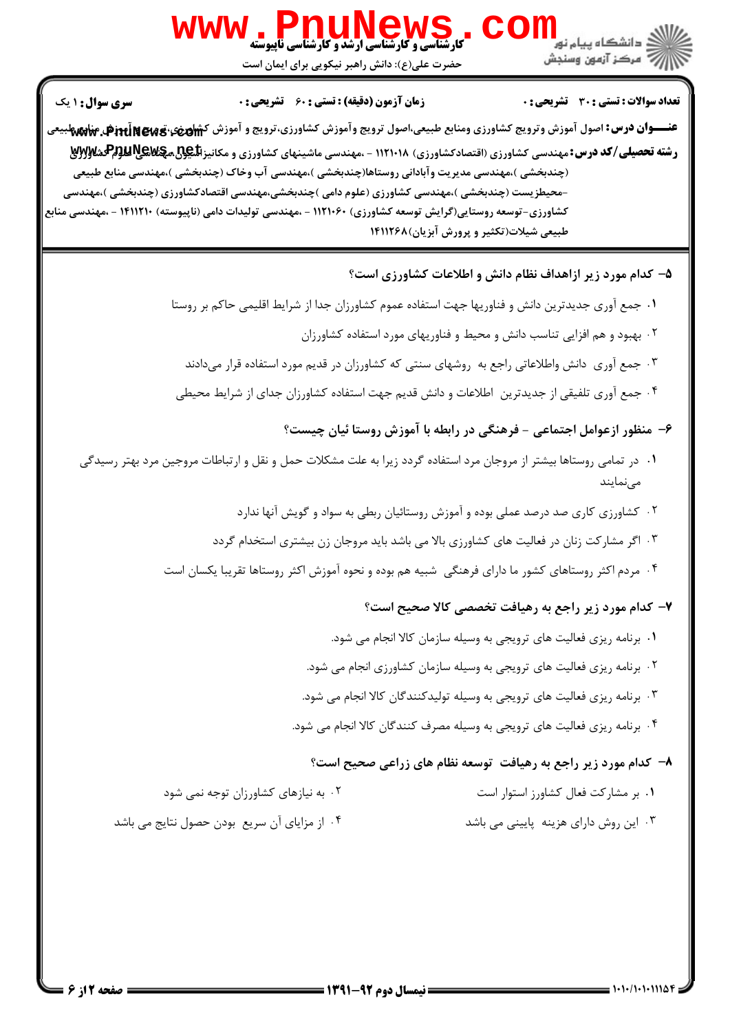**سری سوال:** ۱ یک

**زمان آزمون (دقیقه) : تستی : ۶۰ تشریحی : ۰**

**تعداد سوالات : تستی : ۳۰ تشریحی : ۰**

**عنـــوان درس:** اصول آموزش وترویج کشاورزی ومنابع طبیعی،اصول ترویج وآموزش کشاورزی،ترویج و آموزش کشاورزی،ترویج وآموزش منابع طبیعی

**رشته تحصیلی/کد درس:** مهندسی کشاورزی (اقتصادکشاورزی) ۱۱۲۱۰۱۸ - ،مهندسی ماشینهای کشاورزی و مکانیزاسیون،مهندسی علوم کشاورزی (چندبخشی )،مهندسی مدیریت وآبادانی روستاها(چندبخشی )،مهندسی آب وخاک (چندبخشی )،مهندسی منابع طبیعی -محیطزیست (چندبخشی )،مهندسی کشاورزی (علوم دامی )چندبخشی،مهندسی اقتصادکشاورزی (چندبخشی )،مهندسی کشاورزی-توسعه روستایی(گرایش توسعه کشاورزی) ۱۱۲۱۰۶۰ - ،مهندسی تولیدات دامی (ناپیوسته) ۱۴۱۱۲۱۰ - ،مهندسی منابع طبیعی شیلات(تکثیر و پرورش آبزیان)۱۴۱۱۲۶۸

---

**۵- کدام مورد زیر ازاهداف نظام دانش و اطلاعات کشاورزی است؟**

۱. جمع آوری جدیدترین دانش و فناوریها جهت استفاده عموم کشاورزان جدا از شرایط اقلیمی حاکم بر روستا

۲. بهبود و هم افزایی تناسب دانش و محیط و فناوریهای مورد استفاده کشاورزان

۳. جمع آوری دانش واطلاعاتی راجع به روشهای سنتی که کشاورزان در قدیم مورد استفاده قرار میدادند

۴. جمع آوری تلفیقی از جدیدترین اطلاعات و دانش قدیم جهت استفاده کشاورزان جدای از شرایط محیطی

**۶- منظور ازعوامل اجتماعی - فرهنگی در رابطه با آموزش روستا ئیان چیست؟**

۱. در تمامی روستاها بیشتر از مروجان مرد استفاده گردد زیرا به علت مشکلات حمل و نقل و ارتباطات مروجین مرد بهتر رسیدگی مینمایند

۲. کشاورزی کاری صد درصد عملی بوده و آموزش روستائیان ربطی به سواد و گویش آنها ندارد

۳. اگر مشارکت زنان در فعالیت های کشاورزی بالا می باشد باید مروجان زن بیشتری استخدام گردد

۴. مردم اکثر روستاهای کشور ما دارای فرهنگی شبیه هم بوده و نحوه آموزش اکثر روستاها تقریبا یکسان است

**۷- کدام مورد زیر راجع به رهیافت تخصصی کالا صحیح است؟**

۱. برنامه ریزی فعالیت های ترویجی به وسیله سازمان کالا انجام می شود.

۲. برنامه ریزی فعالیت های ترویجی به وسیله سازمان کشاورزی انجام می شود.

۳. برنامه ریزی فعالیت های ترویجی به وسیله تولیدکنندگان کالا انجام می شود.

۴. برنامه ریزی فعالیت های ترویجی به وسیله مصرف کنندگان کالا انجام می شود.

**۸- کدام مورد زیر راجع به رهیافت توسعه نظام های زراعی صحیح است؟**

۱. بر مشارکت فعال کشاورز استوار است

۲. به نیازهای کشاورزان توجه نمی شود

۳. این روش دارای هزینه پایینی می باشد

۴. از مزایای آن سریع بودن حصول نتایج می باشد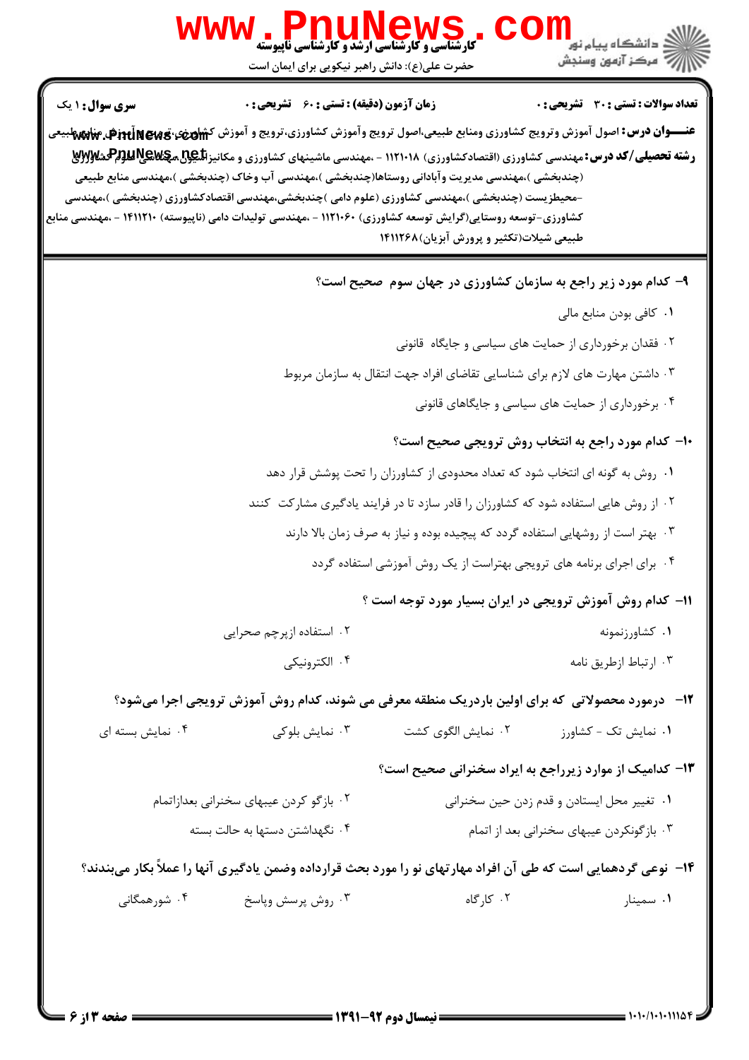**سری سوال:** ۱ یک

**زمان آزمون (دقیقه) : تستی :** ۶۰ **تشریحی :** ۰

**تعداد سوالات : تستی :** ۳۰ **تشریحی :** ۰

**عنـــوان درس:** اصول آموزش وترویج کشاورزی ومنابع طبیعی،اصول ترویج وآموزش کشاورزی،ترویج و آموزش کشاورزی،ترویج و آموزش منابع طبیعی

**رشته تحصیلی/کد درس:** مهندسی کشاورزی (اقتصادکشاورزی) ۱۱۲۱۰۱۸ - ،مهندسی ماشینهای کشاورزی و مکانیزاسیون،مهندسی علوم کشاورزی (چندبخشی )،مهندسی مدیریت وآبادانی روستاها(چندبخشی )،مهندسی آب وخاک (چندبخشی )،مهندسی منابع طبیعی -محیطزیست (چندبخشی )،مهندسی کشاورزی (علوم دامی )چندبخشی،مهندسی اقتصادکشاورزی (چندبخشی )،مهندسی کشاورزی-توسعه روستایی(گرایش توسعه کشاورزی) ۱۱۲۱۰۶۰ - ،مهندسی تولیدات دامی (ناپیوسته) ۱۴۱۱۲۱۰ - ،مهندسی منابع طبیعی شیلات(تکثیر و پرورش آبزیان)۱۴۱۱۲۶۸

**۹- کدام مورد زیر راجع به سازمان کشاورزی در جهان سوم صحیح است؟**

۱. کافی بودن منابع مالی

۲. فقدان برخورداری از حمایت های سیاسی و جایگاه قانونی

۳. داشتن مهارت های لازم برای شناسایی تقاضای افراد جهت انتقال به سازمان مربوط

۴. برخورداری از حمایت های سیاسی و جایگاهای قانونی

**۱۰- کدام مورد راجع به انتخاب روش ترویجی صحیح است؟**

۱. روش به گونه ای انتخاب شود که تعداد محدودی از کشاورزان را تحت پوشش قرار دهد

۲. از روش هایی استفاده شود که کشاورزان را قادر سازد تا در فرایند یادگیری مشارکت کنند

۳. بهتر است از روشهایی استفاده گردد که پیچیده بوده و نیاز به صرف زمان بالا دارند

۴. برای اجرای برنامه های ترویجی بهتراست از یک روش آموزشی استفاده گردد

**۱۱- کدام روش آموزش ترویجی در ایران بسیار مورد توجه است ؟**

۱. کشاورزنمونه

۲. استفاده ازپرچم صحرایی

۳. ارتباط ازطریق نامه

۴. الکترونیکی

**۱۲- درمورد محصولاتی که برای اولین باردریک منطقه معرفی می شوند، کدام روش آموزش ترویجی اجرا میشود؟**

۱. نمایش تک - کشاورز

۲. نمایش الگوی کشت

۳. نمایش بلوکی

۴. نمایش بسته ای

**۱۳- کدامیک از موارد زیرراجع به ایراد سخنرانی صحیح است؟**

۱. تغییر محل ایستادن و قدم زدن حین سخنرانی

۲. بازگو کردن عیبهای سخنرانی بعدازاتمام

۳. بازگونکردن عیبهای سخنرانی بعد از اتمام

۴. نگهداشتن دستها به حالت بسته

**۱۴- نوعی گردهمایی است که طی آن افراد مهارتهای نو را مورد بحث قرارداده وضمن یادگیری آنها را عملاً بکار میبندند؟**

۱. سمینار

۲. کارگاه

۳. روش پرسش وپاسخ

۴. شورهمگانی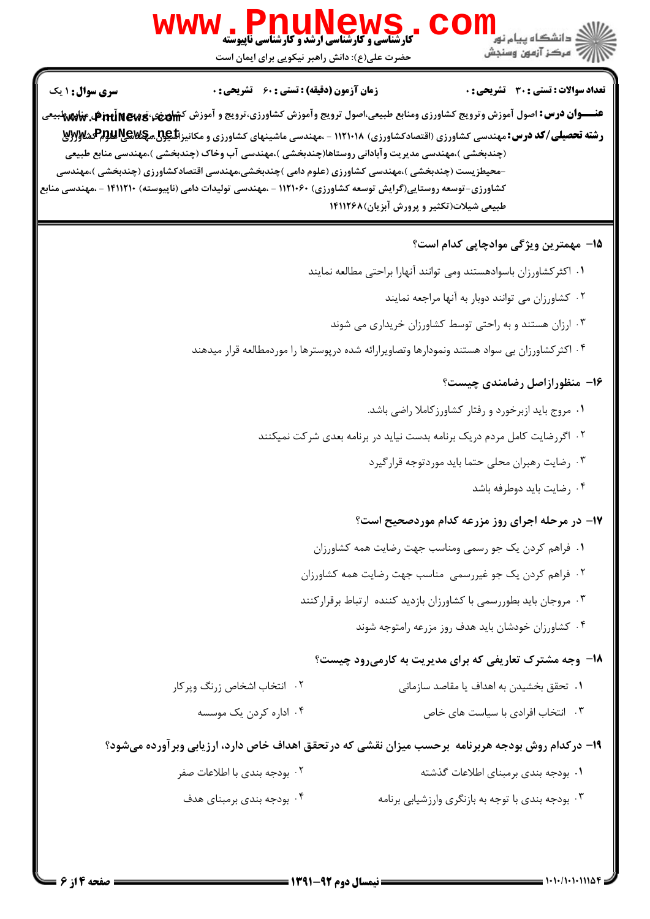**سری سوال:** ۱ یک | **زمان آزمون (دقیقه):** تستی: ۶۰ تشریحی: ۰ | **تعداد سوالات:** تستی: ۳۰ تشریحی: ۰

**عنـــوان درس:** اصول آموزش وترویج کشاورزی ومنابع طبیعی،اصول ترویج وآموزش کشاورزی،ترویج و آموزش کشاورزی،ترویج و آموزش منابع طبیعی

**رشته تحصیلی/کد درس:** مهندسی کشاورزی (اقتصادکشاورزی) ۱۱۲۱۰۱۸ - ،مهندسی ماشینهای کشاورزی و مکانیزاسیون،مهندسی علوم کشاورزی (چندبخشی )،مهندسی مدیریت وآبادانی روستاها(چندبخشی )،مهندسی آب وخاک (چندبخشی )،مهندسی منابع طبیعی -محیطزیست (چندبخشی )،مهندسی کشاورزی (علوم دامی )چندبخشی،مهندسی اقتصادکشاورزی (چندبخشی )،مهندسی کشاورزی-توسعه روستایی(گرایش توسعه کشاورزی) ۱۱۲۱۰۶۰ - ،مهندسی تولیدات دامی (ناپیوسته) ۱۴۱۱۲۱۰ - ،مهندسی منابع طبیعی شیلات(تکثیر و پرورش آبزیان)۱۴۱۱۲۶۸

**۱۵- مهمترین ویژگی موادچاپی کدام است؟**

۱. اکثرکشاورزان باسوادهستند ومی توانند آنهارا براحتی مطالعه نمایند

۲. کشاورزان می توانند دوبار به آنها مراجعه نمایند

۳. ارزان هستند و به راحتی توسط کشاورزان خریداری می شوند

۴. اکثرکشاورزان بی سواد هستند ونمودارها وتصاویرارائه شده درپوسترها را موردمطالعه قرار میدهند

**۱۶- منظورازاصل رضامندی چیست؟**

۱. مروج باید ازبرخورد و رفتار کشاورزکاملا راضی باشد.

۲. اگررضایت کامل مردم دریک برنامه بدست نیاید در برنامه بعدی شرکت نمیکنند

۳. رضایت رهبران محلی حتما باید موردتوجه قرارگیرد

۴. رضایت باید دوطرفه باشد

**۱۷- در مرحله اجرای روز مزرعه کدام موردصحیح است؟**

۱. فراهم کردن یک جو رسمی ومناسب جهت رضایت همه کشاورزان

۲. فراهم کردن یک جو غیررسمی مناسب جهت رضایت همه کشاورزان

۳. مروجان باید بطوررسمی با کشاورزان بازدید کننده ارتباط برقرارکنند

۴. کشاورزان خودشان باید هدف روز مزرعه رامتوجه شوند

**۱۸- وجه مشترک تعاریفی که برای مدیریت به کارمی‌رود چیست؟**

۱. تحقق بخشیدن به اهداف یا مقاصد سازمانی

۲. انتخاب اشخاص زرنگ وپرکار

۳. انتخاب افرادی با سیاست های خاص

۴. اداره کردن یک موسسه

**۱۹- درکدام روش بودجه هربرنامه برحسب میزان نقشی که درتحقق اهداف خاص دارد، ارزیابی وبرآورده می‌شود؟**

۱. بودجه بندی برمبنای اطلاعات گذشته

۲. بودجه بندی با اطلاعات صفر

۳. بودجه بندی با توجه به بازنگری وارزشیابی برنامه

۴. بودجه بندی برمبنای هدف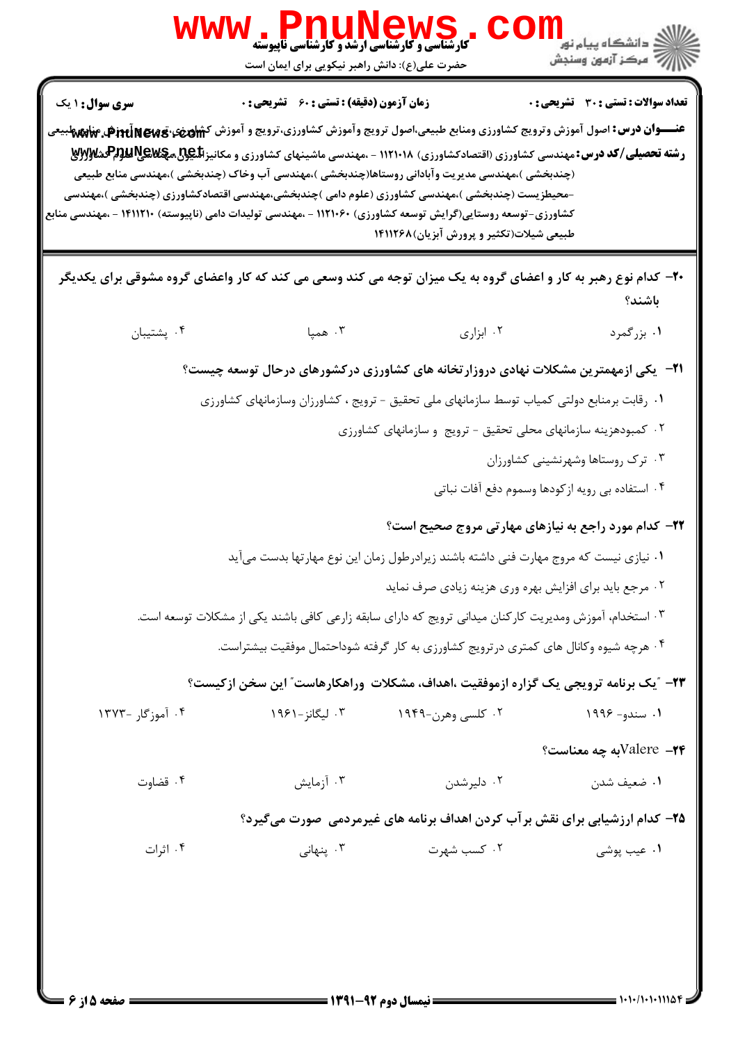**سری سوال:** ۱ یک

**زمان آزمون (دقیقه) : تستی : ۶۰ تشریحی : ۰**

**تعداد سوالات : تستی : ۳۰ تشریحی : ۰**

**عنـــوان درس:** اصول آموزش وترویج کشاورزی ومنابع طبیعی،اصول ترویج وآموزش کشاورزی،ترویج و آموزش کشاورزی،ترویج و آموزش منابع طبیعی

**رشته تحصیلی/کد درس:** مهندسی کشاورزی (اقتصادکشاورزی) ۱۱۲۱۰۱۸ - ،مهندسی ماشینهای کشاورزی و مکانیزاسیون،مهندسی علوم کشاورزی (چندبخشی )،مهندسی مدیریت وآبادانی روستاها(چندبخشی )،مهندسی آب وخاک (چندبخشی )،مهندسی منابع طبیعی -محیطزیست (چندبخشی )،مهندسی کشاورزی (علوم دامی )چندبخشی،مهندسی اقتصادکشاورزی (چندبخشی )،مهندسی کشاورزی-توسعه روستایی(گرایش توسعه کشاورزی) ۱۱۲۱۰۶۰ - ،مهندسی تولیدات دامی (ناپیوسته) ۱۴۱۱۲۱۰ - ،مهندسی منابع طبیعی شیلات(تکثیر و پرورش آبزیان)۱۴۱۱۲۶۸

---

**۲۰- کدام نوع رهبر به کار و اعضای گروه به یک میزان توجه می کند وسعی می کند که کار واعضای گروه مشوقی برای یکدیگر باشند؟**

۱. بزرگمرد
۲. ابزاری
۳. همپا
۴. پشتیبان

**۲۱- یکی ازمهمترین مشکلات نهادی دروزارتخانه های کشاورزی درکشورهای درحال توسعه چیست؟**

۱. رقابت برمنابع دولتی کمیاب توسط سازمانهای ملی تحقیق - ترویج ، کشاورزان وسازمانهای کشاورزی
۲. کمبودهزینه سازمانهای محلی تحقیق - ترویج و سازمانهای کشاورزی
۳. ترک روستاها وشهرنشینی کشاورزان
۴. استفاده بی رویه ازکودها وسموم دفع آفات نباتی

**۲۲- کدام مورد راجع به نیازهای مهارتی مروج صحیح است؟**

۱. نیازی نیست که مروج مهارت فنی داشته باشند زیرادرطول زمان این نوع مهارتها بدست میآید
۲. مرجع باید برای افزایش بهره وری هزینه زیادی صرف نماید
۳. استخدام، آموزش ومدیریت کارکنان میدانی ترویج که دارای سابقه زارعی کافی باشند یکی از مشکلات توسعه است.
۴. هرچه شیوه وکانال های کمتری درترویج کشاورزی به کار گرفته شوداحتمال موفقیت بیشتراست.

**۲۳- "یک برنامه ترویجی یک گزاره ازموفقیت ،اهداف، مشکلات وراهکارهاست" این سخن ازکیست؟**

۱. سندو- ۱۹۹۶
۲. کلسی وهرن-۱۹۴۹
۳. لیگانز-۱۹۶۱
۴. آموزگار -۱۳۷۳

**۲۴- Valere به چه معناست؟**

۱. ضعیف شدن
۲. دلیرشدن
۳. آزمایش
۴. قضاوت

**۲۵- کدام ارزشیابی برای نقش برآب کردن اهداف برنامه های غیرمردمی صورت میگیرد؟**

۱. عیب پوشی
۲. کسب شهرت
۳. پنهانی
۴. اثرات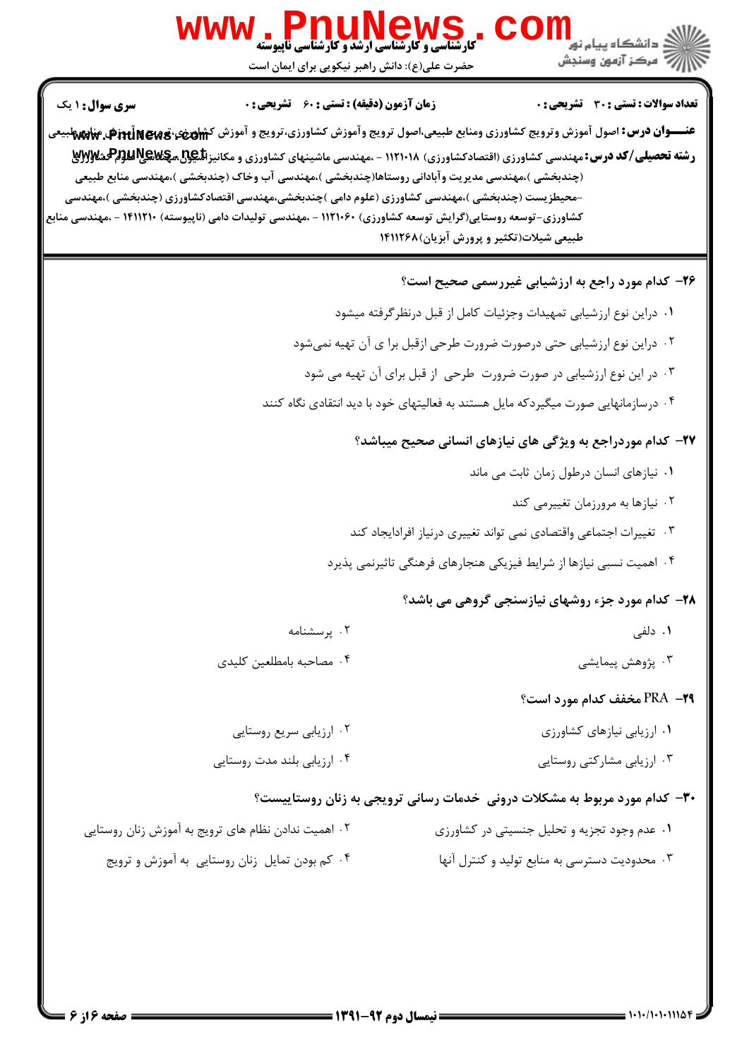**تعداد سوالات : تستی : ۳۰ تشریحی : ۰**　　**زمان آزمون (دقیقه) : تستی : ۶۰ تشریحی : ۰**　　**سری سوال : ۱ یک**

**عنـــوان درس:** اصول آموزش وترویج کشاورزی ومنابع طبیعی،اصول ترویج وآموزش کشاورزی،ترویج و آموزش کشاورزی،ترویج وآموزش منابع طبیعی

**رشته تحصیلی/کد درس:** مهندسی کشاورزی (اقتصادکشاورزی) ۱۱۲۱۰۱۸ - ،مهندسی ماشینهای کشاورزی و مکانیزاسیون،مهندسی علوم کشاورزی (چندبخشی )،مهندسی مدیریت وآبادانی روستاها(چندبخشی )،مهندسی آب وخاک (چندبخشی )،مهندسی منابع طبیعی -محیطزیست (چندبخشی )،مهندسی کشاورزی (علوم دامی )چندبخشی،مهندسی اقتصادکشاورزی (چندبخشی )،مهندسی کشاورزی-توسعه روستایی(گرایش توسعه کشاورزی) ۱۱۲۱۰۶۰ - ،مهندسی تولیدات دامی (ناپیوسته) ۱۴۱۱۲۱۰ - ،مهندسی منابع طبیعی شیلات(تکثیر و پرورش آبزیان)۱۴۱۱۲۶۸

**۲۶- کدام مورد راجع به ارزشیابی غیررسمی صحیح است؟**

۱. دراین نوع ارزشیابی تمهیدات وجزئیات کامل از قبل درنظرگرفته میشود

۲. دراین نوع ارزشیابی حتی درصورت ضرورت طرحی ازقبل برا ی آن تهیه نمی‌شود

۳. در این نوع ارزشیابی در صورت ضرورت طرحی از قبل برای آن تهیه می شود

۴. درسازمانهایی صورت میگیردکه مایل هستند به فعالیتهای خود با دید انتقادی نگاه کنند

**۲۷- کدام موردراجع به ویژگی های نیازهای انسانی صحیح میباشد؟**

۱. نیازهای انسان درطول زمان ثابت می ماند

۲. نیازها به مرورزمان تغییرمی کند

۳. تغییرات اجتماعی واقتصادی نمی تواند تغییری درنیاز افرادایجاد کند

۴. اهمیت نسبی نیازها از شرایط فیزیکی هنجارهای فرهنگی تاثیرنمی پذیرد

**۲۸- کدام مورد جزء روشهای نیازسنجی گروهی می باشد؟**

۱. دلفی

۲. پرسشنامه

۳. پژوهش پیمایشی

۴. مصاحبه بامطلعین کلیدی

**۲۹- PRA مخفف کدام مورد است؟**

۱. ارزیابی نیازهای کشاورزی

۲. ارزیابی سریع روستایی

۳. ارزیابی مشارکتی روستایی

۴. ارزیابی بلند مدت روستایی

**۳۰- کدام مورد مربوط به مشکلات درونی خدمات رسانی ترویجی به زنان روستاییست؟**

۱. عدم وجود تجزیه و تحلیل جنسیتی در کشاورزی

۲. اهمیت ندادن نظام های ترویج به آموزش زنان روستایی

۳. محدودیت دسترسی به منابع تولید و کنترل آنها

۴. کم بودن تمایل زنان روستایی به آموزش و ترویج